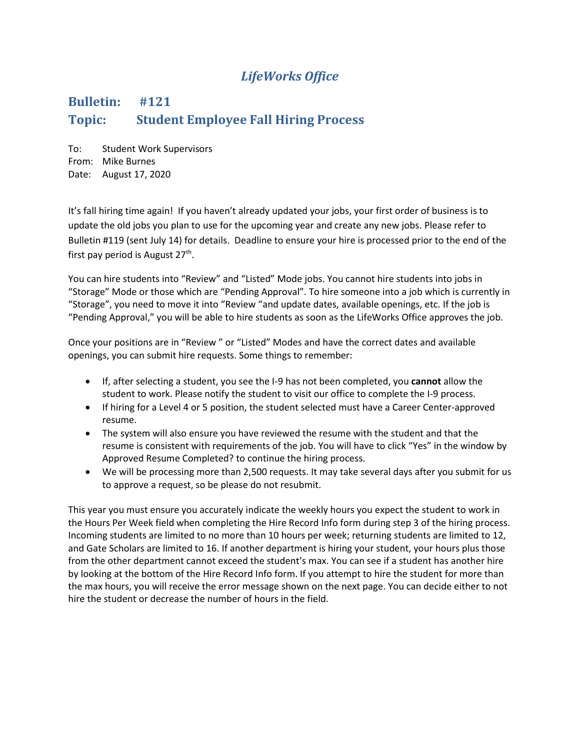# *LifeWorks Office*

## Bulletin: #121
## Topic: Student Employee Fall Hiring Process

To: Student Work Supervisors
From: Mike Burnes
Date: August 17, 2020

It's fall hiring time again! If you haven't already updated your jobs, your first order of business is to update the old jobs you plan to use for the upcoming year and create any new jobs. Please refer to Bulletin #119 (sent July 14) for details. Deadline to ensure your hire is processed prior to the end of the first pay period is August 27th.

You can hire students into "Review" and "Listed" Mode jobs. You cannot hire students into jobs in "Storage" Mode or those which are "Pending Approval". To hire someone into a job which is currently in "Storage", you need to move it into "Review "and update dates, available openings, etc. If the job is "Pending Approval," you will be able to hire students as soon as the LifeWorks Office approves the job.

Once your positions are in "Review " or "Listed" Modes and have the correct dates and available openings, you can submit hire requests. Some things to remember:

- If, after selecting a student, you see the I-9 has not been completed, you **cannot** allow the student to work. Please notify the student to visit our office to complete the I-9 process.
- If hiring for a Level 4 or 5 position, the student selected must have a Career Center-approved resume.
- The system will also ensure you have reviewed the resume with the student and that the resume is consistent with requirements of the job. You will have to click "Yes" in the window by Approved Resume Completed? to continue the hiring process.
- We will be processing more than 2,500 requests. It may take several days after you submit for us to approve a request, so be please do not resubmit.

This year you must ensure you accurately indicate the weekly hours you expect the student to work in the Hours Per Week field when completing the Hire Record Info form during step 3 of the hiring process. Incoming students are limited to no more than 10 hours per week; returning students are limited to 12, and Gate Scholars are limited to 16. If another department is hiring your student, your hours plus those from the other department cannot exceed the student's max. You can see if a student has another hire by looking at the bottom of the Hire Record Info form. If you attempt to hire the student for more than the max hours, you will receive the error message shown on the next page. You can decide either to not hire the student or decrease the number of hours in the field.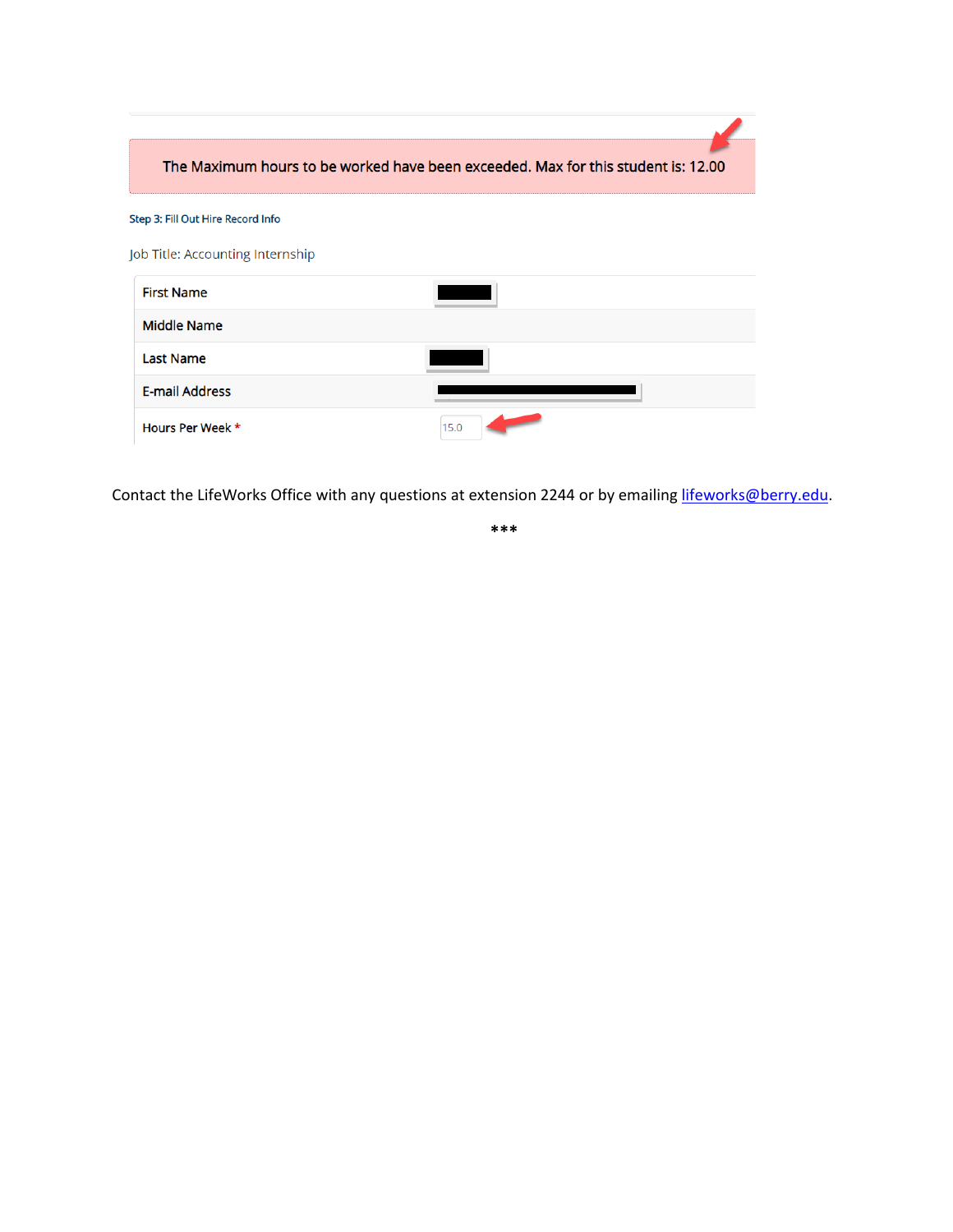The Maximum hours to be worked have been exceeded. Max for this student is: 12.00

Step 3: Fill Out Hire Record Info

Job Title: Accounting Internship

| | |
|---|---|
| First Name | |
| Middle Name | |
| Last Name | |
| E-mail Address | |
| Hours Per Week * | 15.0 |

Contact the LifeWorks Office with any questions at extension 2244 or by emailing [lifeworks@berry.edu](mailto:lifeworks@berry.edu).

***